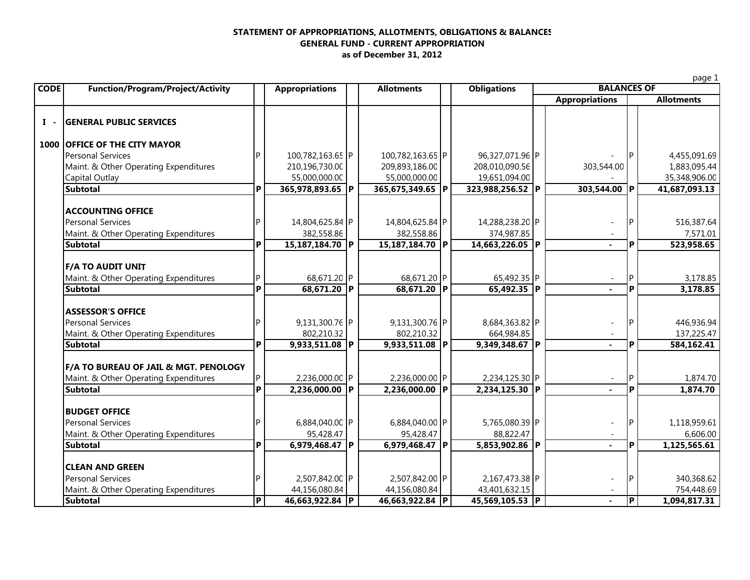**STATEMENT OF APPROPRIATIONS, ALLOTMENTS, OBLIGATIONS & BALANCES**
**GENERAL FUND - CURRENT APPROPRIATION**
**as of December 31, 2012**

| CODE | Function/Program/Project/Activity | | Appropriations | | Allotments | | Obligations | | BALANCES OF | | |
|---|---|---|---|---|---|---|---|---|---|---|---|
| | | | | | | | | | Appropriations | | Allotments |
| **I -** | **GENERAL PUBLIC SERVICES** | | | | | | | | | | |
| **1000** | **OFFICE OF THE CITY MAYOR** | | | | | | | | | | |
| | Personal Services | P | 100,782,163.65 | P | 100,782,163.65 | P | 96,327,071.96 | P | - | P | 4,455,091.69 |
| | Maint. & Other Operating Expenditures | | 210,196,730.00 | | 209,893,186.00 | | 208,010,090.56 | | 303,544.00 | | 1,883,095.44 |
| | Capital Outlay | | 55,000,000.00 | | 55,000,000.00 | | 19,651,094.00 | | - | | 35,348,906.00 |
| | **Subtotal** | **P** | **365,978,893.65** | **P** | **365,675,349.65** | **P** | **323,988,256.52** | **P** | **303,544.00** | **P** | **41,687,093.13** |
| | **ACCOUNTING OFFICE** | | | | | | | | | | |
| | Personal Services | P | 14,804,625.84 | P | 14,804,625.84 | P | 14,288,238.20 | P | - | P | 516,387.64 |
| | Maint. & Other Operating Expenditures | | 382,558.86 | | 382,558.86 | | 374,987.85 | | - | | 7,571.01 |
| | **Subtotal** | **P** | **15,187,184.70** | **P** | **15,187,184.70** | **P** | **14,663,226.05** | **P** | **-** | **P** | **523,958.65** |
| | **F/A TO AUDIT UNIT** | | | | | | | | | | |
| | Maint. & Other Operating Expenditures | P | 68,671.20 | P | 68,671.20 | P | 65,492.35 | P | - | P | 3,178.85 |
| | **Subtotal** | **P** | **68,671.20** | **P** | **68,671.20** | **P** | **65,492.35** | **P** | **-** | **P** | **3,178.85** |
| | **ASSESSOR'S OFFICE** | | | | | | | | | | |
| | Personal Services | P | 9,131,300.76 | P | 9,131,300.76 | P | 8,684,363.82 | P | - | P | 446,936.94 |
| | Maint. & Other Operating Expenditures | | 802,210.32 | | 802,210.32 | | 664,984.85 | | - | | 137,225.47 |
| | **Subtotal** | **P** | **9,933,511.08** | **P** | **9,933,511.08** | **P** | **9,349,348.67** | **P** | **-** | **P** | **584,162.41** |
| | **F/A TO BUREAU OF JAIL & MGT. PENOLOGY** | | | | | | | | | | |
| | Maint. & Other Operating Expenditures | P | 2,236,000.00 | P | 2,236,000.00 | P | 2,234,125.30 | P | - | P | 1,874.70 |
| | **Subtotal** | **P** | **2,236,000.00** | **P** | **2,236,000.00** | **P** | **2,234,125.30** | **P** | **-** | **P** | **1,874.70** |
| | **BUDGET OFFICE** | | | | | | | | | | |
| | Personal Services | P | 6,884,040.00 | P | 6,884,040.00 | P | 5,765,080.39 | P | - | P | 1,118,959.61 |
| | Maint. & Other Operating Expenditures | | 95,428.47 | | 95,428.47 | | 88,822.47 | | - | | 6,606.00 |
| | **Subtotal** | **P** | **6,979,468.47** | **P** | **6,979,468.47** | **P** | **5,853,902.86** | **P** | **-** | **P** | **1,125,565.61** |
| | **CLEAN AND GREEN** | | | | | | | | | | |
| | Personal Services | P | 2,507,842.00 | P | 2,507,842.00 | P | 2,167,473.38 | P | - | P | 340,368.62 |
| | Maint. & Other Operating Expenditures | | 44,156,080.84 | | 44,156,080.84 | | 43,401,632.15 | | - | | 754,448.69 |
| | **Subtotal** | **P** | **46,663,922.84** | **P** | **46,663,922.84** | **P** | **45,569,105.53** | **P** | **-** | **P** | **1,094,817.31** |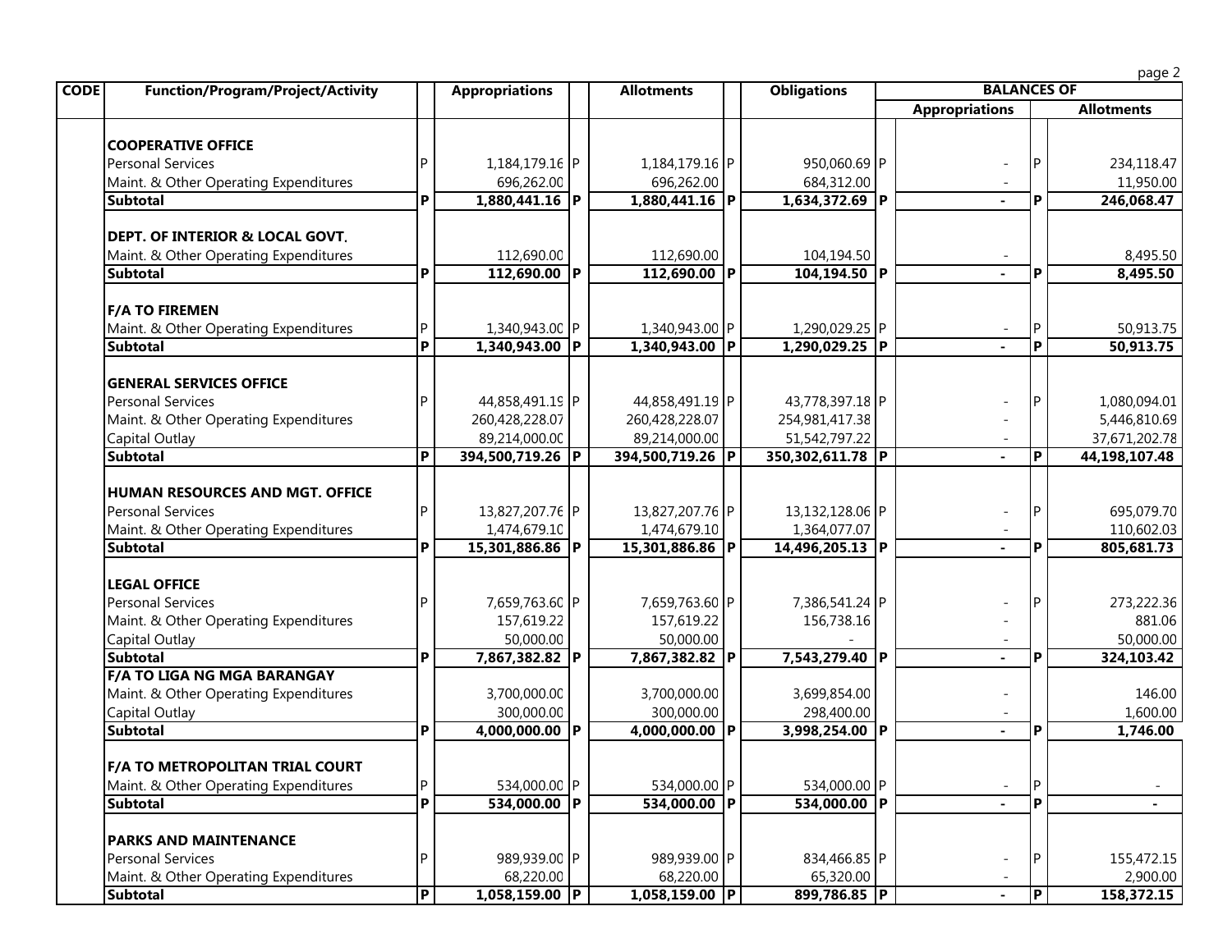| CODE | Function/Program/Project/Activity | | Appropriations | | Allotments | | Obligations | | BALANCES OF | | |
|---|---|---|---|---|---|---|---|---|---|---|---|
| | | | | | | | | | Appropriations | | Allotments |
| | **COOPERATIVE OFFICE** | | | | | | | | | | |
| | Personal Services | P | 1,184,179.16 | P | 1,184,179.16 | P | 950,060.69 | P | - | P | 234,118.47 |
| | Maint. & Other Operating Expenditures | | 696,262.00 | | 696,262.00 | | 684,312.00 | | - | | 11,950.00 |
| | **Subtotal** | **P** | **1,880,441.16** | **P** | **1,880,441.16** | **P** | **1,634,372.69** | **P** | **-** | **P** | **246,068.47** |
| | **DEPT. OF INTERIOR & LOCAL GOVT.** | | | | | | | | | | |
| | Maint. & Other Operating Expenditures | | 112,690.00 | | 112,690.00 | | 104,194.50 | | - | | 8,495.50 |
| | **Subtotal** | **P** | **112,690.00** | **P** | **112,690.00** | **P** | **104,194.50** | **P** | **-** | **P** | **8,495.50** |
| | **F/A TO FIREMEN** | | | | | | | | | | |
| | Maint. & Other Operating Expenditures | P | 1,340,943.00 | P | 1,340,943.00 | P | 1,290,029.25 | P | - | P | 50,913.75 |
| | **Subtotal** | **P** | **1,340,943.00** | **P** | **1,340,943.00** | **P** | **1,290,029.25** | **P** | **-** | **P** | **50,913.75** |
| | **GENERAL SERVICES OFFICE** | | | | | | | | | | |
| | Personal Services | P | 44,858,491.19 | P | 44,858,491.19 | P | 43,778,397.18 | P | - | P | 1,080,094.01 |
| | Maint. & Other Operating Expenditures | | 260,428,228.07 | | 260,428,228.07 | | 254,981,417.38 | | - | | 5,446,810.69 |
| | Capital Outlay | | 89,214,000.00 | | 89,214,000.00 | | 51,542,797.22 | | - | | 37,671,202.78 |
| | **Subtotal** | **P** | **394,500,719.26** | **P** | **394,500,719.26** | **P** | **350,302,611.78** | **P** | **-** | **P** | **44,198,107.48** |
| | **HUMAN RESOURCES AND MGT. OFFICE** | | | | | | | | | | |
| | Personal Services | P | 13,827,207.76 | P | 13,827,207.76 | P | 13,132,128.06 | P | - | P | 695,079.70 |
| | Maint. & Other Operating Expenditures | | 1,474,679.10 | | 1,474,679.10 | | 1,364,077.07 | | - | | 110,602.03 |
| | **Subtotal** | **P** | **15,301,886.86** | **P** | **15,301,886.86** | **P** | **14,496,205.13** | **P** | **-** | **P** | **805,681.73** |
| | **LEGAL OFFICE** | | | | | | | | | | |
| | Personal Services | P | 7,659,763.60 | P | 7,659,763.60 | P | 7,386,541.24 | P | - | P | 273,222.36 |
| | Maint. & Other Operating Expenditures | | 157,619.22 | | 157,619.22 | | 156,738.16 | | - | | 881.06 |
| | Capital Outlay | | 50,000.00 | | 50,000.00 | | - | | - | | 50,000.00 |
| | **Subtotal** | **P** | **7,867,382.82** | **P** | **7,867,382.82** | **P** | **7,543,279.40** | **P** | **-** | **P** | **324,103.42** |
| | **F/A TO LIGA NG MGA BARANGAY** | | | | | | | | | | |
| | Maint. & Other Operating Expenditures | | 3,700,000.00 | | 3,700,000.00 | | 3,699,854.00 | | - | | 146.00 |
| | Capital Outlay | | 300,000.00 | | 300,000.00 | | 298,400.00 | | - | | 1,600.00 |
| | **Subtotal** | **P** | **4,000,000.00** | **P** | **4,000,000.00** | **P** | **3,998,254.00** | **P** | **-** | **P** | **1,746.00** |
| | **F/A TO METROPOLITAN TRIAL COURT** | | | | | | | | | | |
| | Maint. & Other Operating Expenditures | P | 534,000.00 | P | 534,000.00 | P | 534,000.00 | P | - | P | - |
| | **Subtotal** | **P** | **534,000.00** | **P** | **534,000.00** | **P** | **534,000.00** | **P** | **-** | **P** | **-** |
| | **PARKS AND MAINTENANCE** | | | | | | | | | | |
| | Personal Services | P | 989,939.00 | P | 989,939.00 | P | 834,466.85 | P | - | P | 155,472.15 |
| | Maint. & Other Operating Expenditures | | 68,220.00 | | 68,220.00 | | 65,320.00 | | - | | 2,900.00 |
| | **Subtotal** | **P** | **1,058,159.00** | **P** | **1,058,159.00** | **P** | **899,786.85** | **P** | **-** | **P** | **158,372.15** |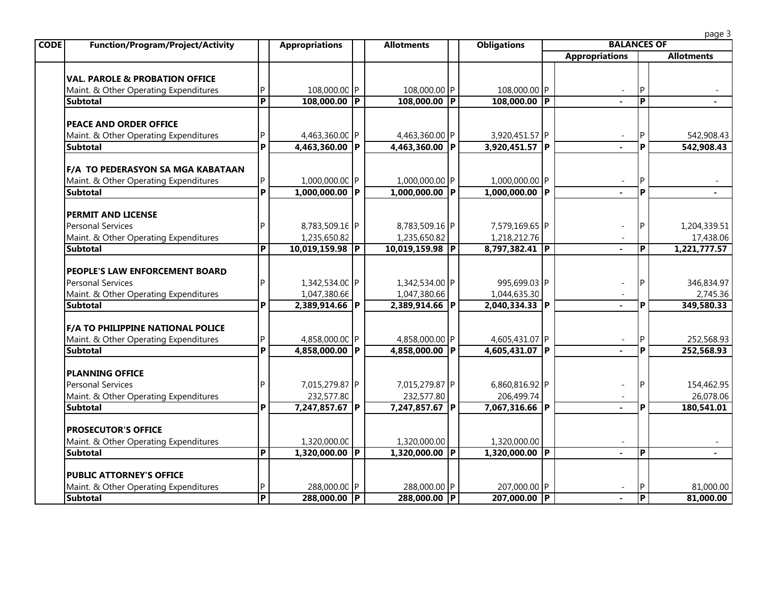| CODE | Function/Program/Project/Activity | | Appropriations | | Allotments | | Obligations | BALANCES OF | | |
|---|---|---|---|---|---|---|---|---|---|---|
| | | | | | | | | Appropriations | | Allotments |
| | **VAL. PAROLE & PROBATION OFFICE** | | | | | | | | | |
| | Maint. & Other Operating Expenditures | P | 108,000.00 | P | 108,000.00 | P | 108,000.00 | P - | P | - |
| | **Subtotal** | **P** | **108,000.00** | **P** | **108,000.00** | **P** | **108,000.00** | **P -** | **P** | **-** |
| | **PEACE AND ORDER OFFICE** | | | | | | | | | |
| | Maint. & Other Operating Expenditures | P | 4,463,360.00 | P | 4,463,360.00 | P | 3,920,451.57 | P - | P | 542,908.43 |
| | **Subtotal** | **P** | **4,463,360.00** | **P** | **4,463,360.00** | **P** | **3,920,451.57** | **P -** | **P** | **542,908.43** |
| | **F/A TO PEDERASYON SA MGA KABATAAN** | | | | | | | | | |
| | Maint. & Other Operating Expenditures | P | 1,000,000.00 | P | 1,000,000.00 | P | 1,000,000.00 | P - | P | - |
| | **Subtotal** | **P** | **1,000,000.00** | **P** | **1,000,000.00** | **P** | **1,000,000.00** | **P -** | **P** | **-** |
| | **PERMIT AND LICENSE** | | | | | | | | | |
| | Personal Services | P | 8,783,509.16 | P | 8,783,509.16 | P | 7,579,169.65 | P - | P | 1,204,339.51 |
| | Maint. & Other Operating Expenditures | | 1,235,650.82 | | 1,235,650.82 | | 1,218,212.76 | - | | 17,438.06 |
| | **Subtotal** | **P** | **10,019,159.98** | **P** | **10,019,159.98** | **P** | **8,797,382.41** | **P -** | **P** | **1,221,777.57** |
| | **PEOPLE'S LAW ENFORCEMENT BOARD** | | | | | | | | | |
| | Personal Services | P | 1,342,534.00 | P | 1,342,534.00 | P | 995,699.03 | P - | P | 346,834.97 |
| | Maint. & Other Operating Expenditures | | 1,047,380.66 | | 1,047,380.66 | | 1,044,635.30 | - | | 2,745.36 |
| | **Subtotal** | **P** | **2,389,914.66** | **P** | **2,389,914.66** | **P** | **2,040,334.33** | **P -** | **P** | **349,580.33** |
| | **F/A TO PHILIPPINE NATIONAL POLICE** | | | | | | | | | |
| | Maint. & Other Operating Expenditures | P | 4,858,000.00 | P | 4,858,000.00 | P | 4,605,431.07 | P - | P | 252,568.93 |
| | **Subtotal** | **P** | **4,858,000.00** | **P** | **4,858,000.00** | **P** | **4,605,431.07** | **P -** | **P** | **252,568.93** |
| | **PLANNING OFFICE** | | | | | | | | | |
| | Personal Services | P | 7,015,279.87 | P | 7,015,279.87 | P | 6,860,816.92 | P - | P | 154,462.95 |
| | Maint. & Other Operating Expenditures | | 232,577.80 | | 232,577.80 | | 206,499.74 | - | | 26,078.06 |
| | **Subtotal** | **P** | **7,247,857.67** | **P** | **7,247,857.67** | **P** | **7,067,316.66** | **P -** | **P** | **180,541.01** |
| | **PROSECUTOR'S OFFICE** | | | | | | | | | |
| | Maint. & Other Operating Expenditures | | 1,320,000.00 | | 1,320,000.00 | | 1,320,000.00 | - | | - |
| | **Subtotal** | **P** | **1,320,000.00** | **P** | **1,320,000.00** | **P** | **1,320,000.00** | **P -** | **P** | **-** |
| | **PUBLIC ATTORNEY'S OFFICE** | | | | | | | | | |
| | Maint. & Other Operating Expenditures | P | 288,000.00 | P | 288,000.00 | P | 207,000.00 | P - | P | 81,000.00 |
| | **Subtotal** | **P** | **288,000.00** | **P** | **288,000.00** | **P** | **207,000.00** | **P -** | **P** | **81,000.00** |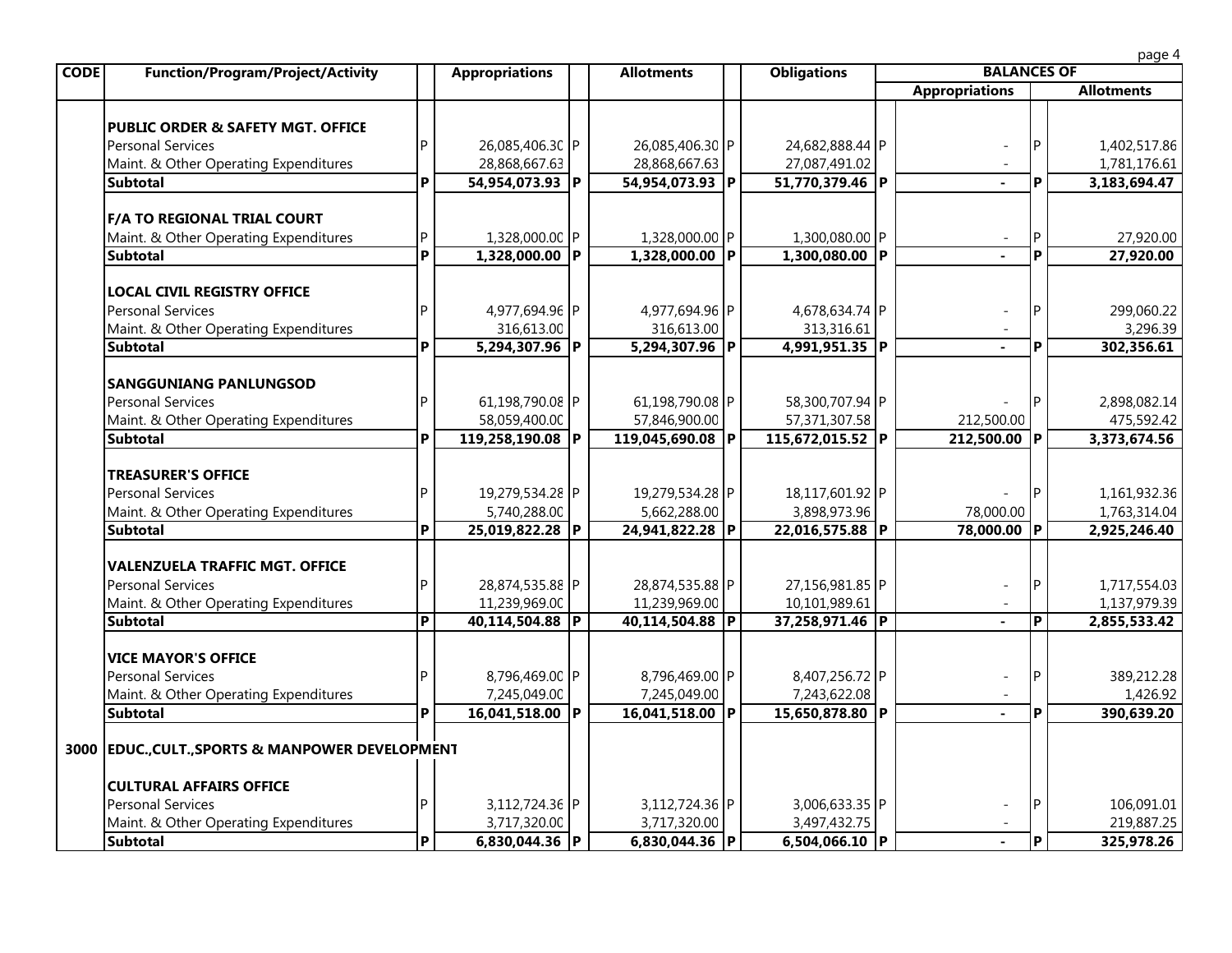| CODE | Function/Program/Project/Activity | | Appropriations | | Allotments | | Obligations | | BALANCES OF | | |
|---|---|---|---|---|---|---|---|---|---|---|---|
| | | | | | | | | | Appropriations | | Allotments |
| | **PUBLIC ORDER & SAFETY MGT. OFFICE** | | | | | | | | | | |
| | Personal Services | P | 26,085,406.30 | P | 26,085,406.30 | P | 24,682,888.44 | P | - | P | 1,402,517.86 |
| | Maint. & Other Operating Expenditures | | 28,868,667.63 | | 28,868,667.63 | | 27,087,491.02 | | - | | 1,781,176.61 |
| | **Subtotal** | **P** | **54,954,073.93** | **P** | **54,954,073.93** | **P** | **51,770,379.46** | **P** | **-** | **P** | **3,183,694.47** |
| | **F/A TO REGIONAL TRIAL COURT** | | | | | | | | | | |
| | Maint. & Other Operating Expenditures | P | 1,328,000.00 | P | 1,328,000.00 | P | 1,300,080.00 | P | - | P | 27,920.00 |
| | **Subtotal** | **P** | **1,328,000.00** | **P** | **1,328,000.00** | **P** | **1,300,080.00** | **P** | **-** | **P** | **27,920.00** |
| | **LOCAL CIVIL REGISTRY OFFICE** | | | | | | | | | | |
| | Personal Services | P | 4,977,694.96 | P | 4,977,694.96 | P | 4,678,634.74 | P | - | P | 299,060.22 |
| | Maint. & Other Operating Expenditures | | 316,613.00 | | 316,613.00 | | 313,316.61 | | - | | 3,296.39 |
| | **Subtotal** | **P** | **5,294,307.96** | **P** | **5,294,307.96** | **P** | **4,991,951.35** | **P** | **-** | **P** | **302,356.61** |
| | **SANGGUNIANG PANLUNGSOD** | | | | | | | | | | |
| | Personal Services | P | 61,198,790.08 | P | 61,198,790.08 | P | 58,300,707.94 | P | - | P | 2,898,082.14 |
| | Maint. & Other Operating Expenditures | | 58,059,400.00 | | 57,846,900.00 | | 57,371,307.58 | | 212,500.00 | | 475,592.42 |
| | **Subtotal** | **P** | **119,258,190.08** | **P** | **119,045,690.08** | **P** | **115,672,015.52** | **P** | **212,500.00** | **P** | **3,373,674.56** |
| | **TREASURER'S OFFICE** | | | | | | | | | | |
| | Personal Services | P | 19,279,534.28 | P | 19,279,534.28 | P | 18,117,601.92 | P | - | P | 1,161,932.36 |
| | Maint. & Other Operating Expenditures | | 5,740,288.00 | | 5,662,288.00 | | 3,898,973.96 | | 78,000.00 | | 1,763,314.04 |
| | **Subtotal** | **P** | **25,019,822.28** | **P** | **24,941,822.28** | **P** | **22,016,575.88** | **P** | **78,000.00** | **P** | **2,925,246.40** |
| | **VALENZUELA TRAFFIC MGT. OFFICE** | | | | | | | | | | |
| | Personal Services | P | 28,874,535.88 | P | 28,874,535.88 | P | 27,156,981.85 | P | - | P | 1,717,554.03 |
| | Maint. & Other Operating Expenditures | | 11,239,969.00 | | 11,239,969.00 | | 10,101,989.61 | | - | | 1,137,979.39 |
| | **Subtotal** | **P** | **40,114,504.88** | **P** | **40,114,504.88** | **P** | **37,258,971.46** | **P** | **-** | **P** | **2,855,533.42** |
| | **VICE MAYOR'S OFFICE** | | | | | | | | | | |
| | Personal Services | P | 8,796,469.00 | P | 8,796,469.00 | P | 8,407,256.72 | P | - | P | 389,212.28 |
| | Maint. & Other Operating Expenditures | | 7,245,049.00 | | 7,245,049.00 | | 7,243,622.08 | | - | | 1,426.92 |
| | **Subtotal** | **P** | **16,041,518.00** | **P** | **16,041,518.00** | **P** | **15,650,878.80** | **P** | **-** | **P** | **390,639.20** |
| **3000** | **EDUC.,CULT.,SPORTS & MANPOWER DEVELOPMENT** | | | | | | | | | | |
| | **CULTURAL AFFAIRS OFFICE** | | | | | | | | | | |
| | Personal Services | P | 3,112,724.36 | P | 3,112,724.36 | P | 3,006,633.35 | P | - | P | 106,091.01 |
| | Maint. & Other Operating Expenditures | | 3,717,320.00 | | 3,717,320.00 | | 3,497,432.75 | | - | | 219,887.25 |
| | **Subtotal** | **P** | **6,830,044.36** | **P** | **6,830,044.36** | **P** | **6,504,066.10** | **P** | **-** | **P** | **325,978.26** |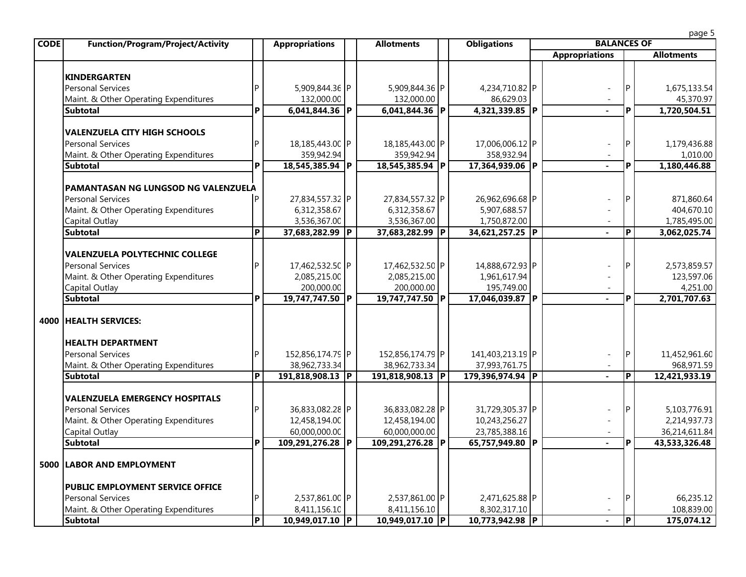| CODE | Function/Program/Project/Activity | | Appropriations | | Allotments | | Obligations | BALANCES OF | | |
|---|---|---|---|---|---|---|---|---|---|---|
| | | | | | | | | Appropriations | | Allotments |
| | **KINDERGARTEN** | | | | | | | | | |
| | Personal Services | P | 5,909,844.36 | P | 5,909,844.36 | P | 4,234,710.82 | P - | P | 1,675,133.54 |
| | Maint. & Other Operating Expenditures | | 132,000.00 | | 132,000.00 | | 86,629.03 | - | | 45,370.97 |
| | **Subtotal** | **P** | **6,041,844.36** | **P** | **6,041,844.36** | **P** | **4,321,339.85** | **P -** | **P** | **1,720,504.51** |
| | **VALENZUELA CITY HIGH SCHOOLS** | | | | | | | | | |
| | Personal Services | P | 18,185,443.00 | P | 18,185,443.00 | P | 17,006,006.12 | P - | P | 1,179,436.88 |
| | Maint. & Other Operating Expenditures | | 359,942.94 | | 359,942.94 | | 358,932.94 | - | | 1,010.00 |
| | **Subtotal** | **P** | **18,545,385.94** | **P** | **18,545,385.94** | **P** | **17,364,939.06** | **P -** | **P** | **1,180,446.88** |
| | **PAMANTASAN NG LUNGSOD NG VALENZUELA** | | | | | | | | | |
| | Personal Services | P | 27,834,557.32 | P | 27,834,557.32 | P | 26,962,696.68 | P - | P | 871,860.64 |
| | Maint. & Other Operating Expenditures | | 6,312,358.67 | | 6,312,358.67 | | 5,907,688.57 | - | | 404,670.10 |
| | Capital Outlay | | 3,536,367.00 | | 3,536,367.00 | | 1,750,872.00 | - | | 1,785,495.00 |
| | **Subtotal** | **P** | **37,683,282.99** | **P** | **37,683,282.99** | **P** | **34,621,257.25** | **P -** | **P** | **3,062,025.74** |
| | **VALENZUELA POLYTECHNIC COLLEGE** | | | | | | | | | |
| | Personal Services | P | 17,462,532.50 | P | 17,462,532.50 | P | 14,888,672.93 | P - | P | 2,573,859.57 |
| | Maint. & Other Operating Expenditures | | 2,085,215.00 | | 2,085,215.00 | | 1,961,617.94 | - | | 123,597.06 |
| | Capital Outlay | | 200,000.00 | | 200,000.00 | | 195,749.00 | - | | 4,251.00 |
| | **Subtotal** | **P** | **19,747,747.50** | **P** | **19,747,747.50** | **P** | **17,046,039.87** | **P -** | **P** | **2,701,707.63** |
| **4000** | **HEALTH SERVICES:** | | | | | | | | | |
| | **HEALTH DEPARTMENT** | | | | | | | | | |
| | Personal Services | P | 152,856,174.79 | P | 152,856,174.79 | P | 141,403,213.19 | P - | P | 11,452,961.60 |
| | Maint. & Other Operating Expenditures | | 38,962,733.34 | | 38,962,733.34 | | 37,993,761.75 | - | | 968,971.59 |
| | **Subtotal** | **P** | **191,818,908.13** | **P** | **191,818,908.13** | **P** | **179,396,974.94** | **P -** | **P** | **12,421,933.19** |
| | **VALENZUELA EMERGENCY HOSPITALS** | | | | | | | | | |
| | Personal Services | P | 36,833,082.28 | P | 36,833,082.28 | P | 31,729,305.37 | P - | P | 5,103,776.91 |
| | Maint. & Other Operating Expenditures | | 12,458,194.00 | | 12,458,194.00 | | 10,243,256.27 | - | | 2,214,937.73 |
| | Capital Outlay | | 60,000,000.00 | | 60,000,000.00 | | 23,785,388.16 | - | | 36,214,611.84 |
| | **Subtotal** | **P** | **109,291,276.28** | **P** | **109,291,276.28** | **P** | **65,757,949.80** | **P -** | **P** | **43,533,326.48** |
| **5000** | **LABOR AND EMPLOYMENT** | | | | | | | | | |
| | **PUBLIC EMPLOYMENT SERVICE OFFICE** | | | | | | | | | |
| | Personal Services | P | 2,537,861.00 | P | 2,537,861.00 | P | 2,471,625.88 | P - | P | 66,235.12 |
| | Maint. & Other Operating Expenditures | | 8,411,156.10 | | 8,411,156.10 | | 8,302,317.10 | - | | 108,839.00 |
| | **Subtotal** | **P** | **10,949,017.10** | **P** | **10,949,017.10** | **P** | **10,773,942.98** | **P -** | **P** | **175,074.12** |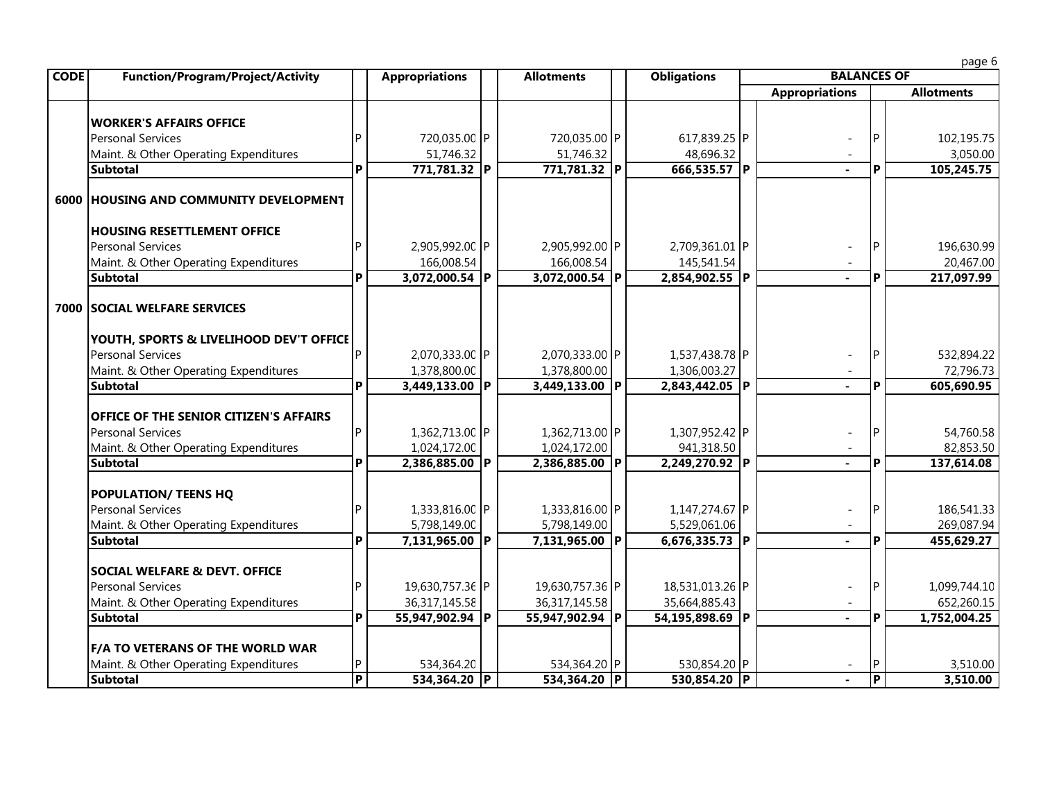| CODE | Function/Program/Project/Activity | | Appropriations | | Allotments | | Obligations | | BALANCES OF | | |
|---|---|---|---|---|---|---|---|---|---|---|---|
| | | | | | | | | | Appropriations | | Allotments |
| | **WORKER'S AFFAIRS OFFICE** | | | | | | | | | | |
| | Personal Services | P | 720,035.00 | P | 720,035.00 | P | 617,839.25 | P | - | P | 102,195.75 |
| | Maint. & Other Operating Expenditures | | 51,746.32 | | 51,746.32 | | 48,696.32 | | - | | 3,050.00 |
| | **Subtotal** | **P** | **771,781.32** | **P** | **771,781.32** | **P** | **666,535.57** | **P** | **-** | **P** | **105,245.75** |
| **6000** | **HOUSING AND COMMUNITY DEVELOPMENT** | | | | | | | | | | |
| | **HOUSING RESETTLEMENT OFFICE** | | | | | | | | | | |
| | Personal Services | P | 2,905,992.00 | P | 2,905,992.00 | P | 2,709,361.01 | P | - | P | 196,630.99 |
| | Maint. & Other Operating Expenditures | | 166,008.54 | | 166,008.54 | | 145,541.54 | | - | | 20,467.00 |
| | **Subtotal** | **P** | **3,072,000.54** | **P** | **3,072,000.54** | **P** | **2,854,902.55** | **P** | **-** | **P** | **217,097.99** |
| **7000** | **SOCIAL WELFARE SERVICES** | | | | | | | | | | |
| | **YOUTH, SPORTS & LIVELIHOOD DEV'T OFFICE** | | | | | | | | | | |
| | Personal Services | P | 2,070,333.00 | P | 2,070,333.00 | P | 1,537,438.78 | P | - | P | 532,894.22 |
| | Maint. & Other Operating Expenditures | | 1,378,800.00 | | 1,378,800.00 | | 1,306,003.27 | | - | | 72,796.73 |
| | **Subtotal** | **P** | **3,449,133.00** | **P** | **3,449,133.00** | **P** | **2,843,442.05** | **P** | **-** | **P** | **605,690.95** |
| | **OFFICE OF THE SENIOR CITIZEN'S AFFAIRS** | | | | | | | | | | |
| | Personal Services | P | 1,362,713.00 | P | 1,362,713.00 | P | 1,307,952.42 | P | - | P | 54,760.58 |
| | Maint. & Other Operating Expenditures | | 1,024,172.00 | | 1,024,172.00 | | 941,318.50 | | - | | 82,853.50 |
| | **Subtotal** | **P** | **2,386,885.00** | **P** | **2,386,885.00** | **P** | **2,249,270.92** | **P** | **-** | **P** | **137,614.08** |
| | **POPULATION/ TEENS HQ** | | | | | | | | | | |
| | Personal Services | P | 1,333,816.00 | P | 1,333,816.00 | P | 1,147,274.67 | P | - | P | 186,541.33 |
| | Maint. & Other Operating Expenditures | | 5,798,149.00 | | 5,798,149.00 | | 5,529,061.06 | | - | | 269,087.94 |
| | **Subtotal** | **P** | **7,131,965.00** | **P** | **7,131,965.00** | **P** | **6,676,335.73** | **P** | **-** | **P** | **455,629.27** |
| | **SOCIAL WELFARE & DEVT. OFFICE** | | | | | | | | | | |
| | Personal Services | P | 19,630,757.36 | P | 19,630,757.36 | P | 18,531,013.26 | P | - | P | 1,099,744.10 |
| | Maint. & Other Operating Expenditures | | 36,317,145.58 | | 36,317,145.58 | | 35,664,885.43 | | - | | 652,260.15 |
| | **Subtotal** | **P** | **55,947,902.94** | **P** | **55,947,902.94** | **P** | **54,195,898.69** | **P** | **-** | **P** | **1,752,004.25** |
| | **F/A TO VETERANS OF THE WORLD WAR** | | | | | | | | | | |
| | Maint. & Other Operating Expenditures | P | 534,364.20 | | 534,364.20 | P | 530,854.20 | P | - | P | 3,510.00 |
| | **Subtotal** | **P** | **534,364.20** | **P** | **534,364.20** | **P** | **530,854.20** | **P** | **-** | **P** | **3,510.00** |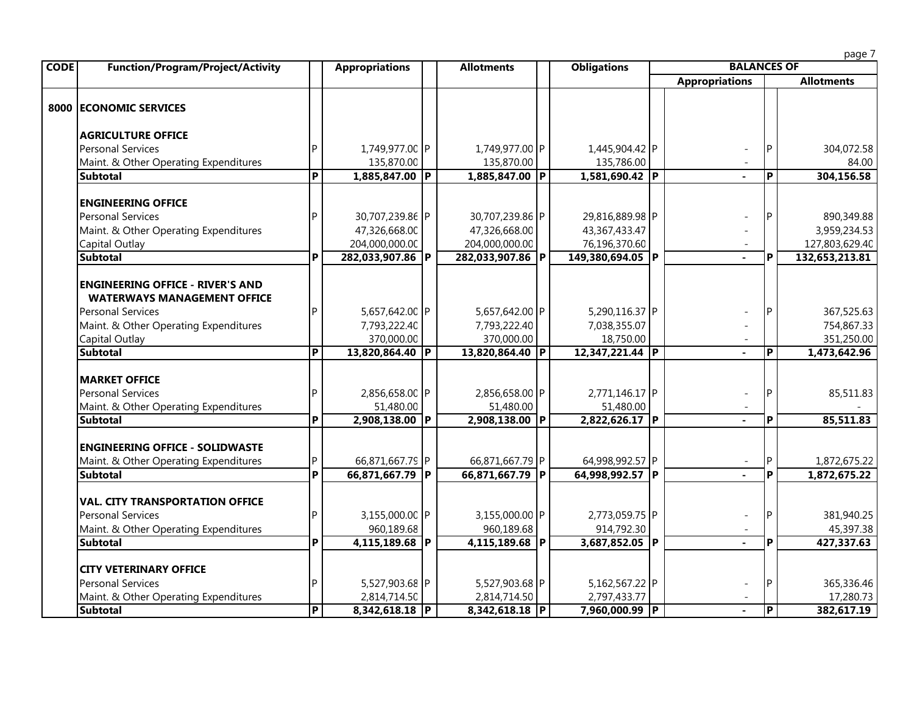| CODE | Function/Program/Project/Activity | | Appropriations | | Allotments | | Obligations | BALANCES OF | | |
|---|---|---|---|---|---|---|---|---|---|---|
| | | | | | | | | Appropriations | | Allotments |
| **8000** | **ECONOMIC SERVICES** | | | | | | | | | |
| | **AGRICULTURE OFFICE** | | | | | | | | | |
| | Personal Services | P | 1,749,977.00 | P | 1,749,977.00 | P | 1,445,904.42 | P - | P | 304,072.58 |
| | Maint. & Other Operating Expenditures | | 135,870.00 | | 135,870.00 | | 135,786.00 | - | | 84.00 |
| | **Subtotal** | **P** | **1,885,847.00** | **P** | **1,885,847.00** | **P** | **1,581,690.42** | **P -** | **P** | **304,156.58** |
| | **ENGINEERING OFFICE** | | | | | | | | | |
| | Personal Services | P | 30,707,239.86 | P | 30,707,239.86 | P | 29,816,889.98 | P - | P | 890,349.88 |
| | Maint. & Other Operating Expenditures | | 47,326,668.00 | | 47,326,668.00 | | 43,367,433.47 | - | | 3,959,234.53 |
| | Capital Outlay | | 204,000,000.00 | | 204,000,000.00 | | 76,196,370.60 | - | | 127,803,629.40 |
| | **Subtotal** | **P** | **282,033,907.86** | **P** | **282,033,907.86** | **P** | **149,380,694.05** | **P -** | **P** | **132,653,213.81** |
| | **ENGINEERING OFFICE - RIVER'S AND WATERWAYS MANAGEMENT OFFICE** | | | | | | | | | |
| | Personal Services | P | 5,657,642.00 | P | 5,657,642.00 | P | 5,290,116.37 | P - | P | 367,525.63 |
| | Maint. & Other Operating Expenditures | | 7,793,222.40 | | 7,793,222.40 | | 7,038,355.07 | - | | 754,867.33 |
| | Capital Outlay | | 370,000.00 | | 370,000.00 | | 18,750.00 | - | | 351,250.00 |
| | **Subtotal** | **P** | **13,820,864.40** | **P** | **13,820,864.40** | **P** | **12,347,221.44** | **P -** | **P** | **1,473,642.96** |
| | **MARKET OFFICE** | | | | | | | | | |
| | Personal Services | P | 2,856,658.00 | P | 2,856,658.00 | P | 2,771,146.17 | P - | P | 85,511.83 |
| | Maint. & Other Operating Expenditures | | 51,480.00 | | 51,480.00 | | 51,480.00 | - | | - |
| | **Subtotal** | **P** | **2,908,138.00** | **P** | **2,908,138.00** | **P** | **2,822,626.17** | **P -** | **P** | **85,511.83** |
| | **ENGINEERING OFFICE - SOLIDWASTE** | | | | | | | | | |
| | Maint. & Other Operating Expenditures | P | 66,871,667.79 | P | 66,871,667.79 | P | 64,998,992.57 | P - | P | 1,872,675.22 |
| | **Subtotal** | **P** | **66,871,667.79** | **P** | **66,871,667.79** | **P** | **64,998,992.57** | **P -** | **P** | **1,872,675.22** |
| | **VAL. CITY TRANSPORTATION OFFICE** | | | | | | | | | |
| | Personal Services | P | 3,155,000.00 | P | 3,155,000.00 | P | 2,773,059.75 | P - | P | 381,940.25 |
| | Maint. & Other Operating Expenditures | | 960,189.68 | | 960,189.68 | | 914,792.30 | - | | 45,397.38 |
| | **Subtotal** | **P** | **4,115,189.68** | **P** | **4,115,189.68** | **P** | **3,687,852.05** | **P -** | **P** | **427,337.63** |
| | **CITY VETERINARY OFFICE** | | | | | | | | | |
| | Personal Services | P | 5,527,903.68 | P | 5,527,903.68 | P | 5,162,567.22 | P - | P | 365,336.46 |
| | Maint. & Other Operating Expenditures | | 2,814,714.50 | | 2,814,714.50 | | 2,797,433.77 | - | | 17,280.73 |
| | **Subtotal** | **P** | **8,342,618.18** | **P** | **8,342,618.18** | **P** | **7,960,000.99** | **P -** | **P** | **382,617.19** |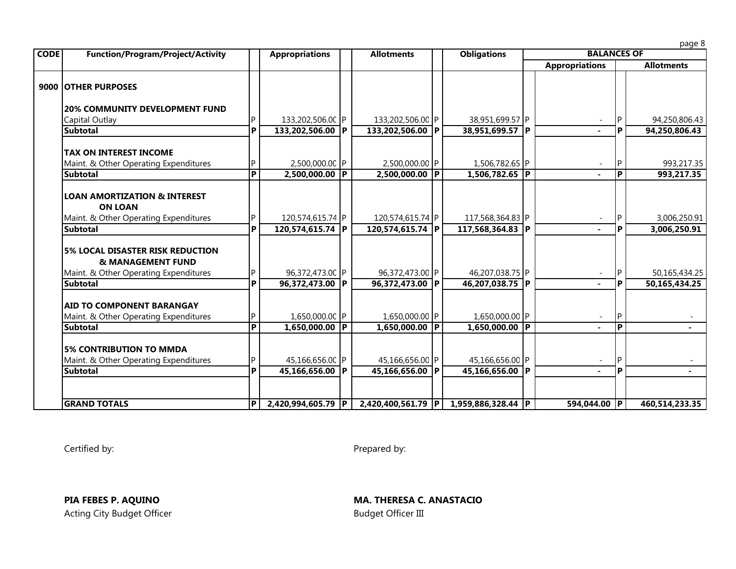| CODE | Function/Program/Project/Activity | | Appropriations | | Allotments | | Obligations | BALANCES OF | | |
|---|---|---|---|---|---|---|---|---|---|---|
| | | | | | | | | Appropriations | | Allotments |
| 9000 | **OTHER PURPOSES** | | | | | | | | | |
| | **20% COMMUNITY DEVELOPMENT FUND** | | | | | | | | | |
| | Capital Outlay | P | 133,202,506.00 | P | 133,202,506.00 | P | 38,951,699.57 | P - | P | 94,250,806.43 |
| | **Subtotal** | **P** | **133,202,506.00** | **P** | **133,202,506.00** | **P** | **38,951,699.57** | **P -** | **P** | **94,250,806.43** |
| | **TAX ON INTEREST INCOME** | | | | | | | | | |
| | Maint. & Other Operating Expenditures | P | 2,500,000.00 | P | 2,500,000.00 | P | 1,506,782.65 | P - | P | 993,217.35 |
| | **Subtotal** | **P** | **2,500,000.00** | **P** | **2,500,000.00** | **P** | **1,506,782.65** | **P -** | **P** | **993,217.35** |
| | **LOAN AMORTIZATION & INTEREST ON LOAN** | | | | | | | | | |
| | Maint. & Other Operating Expenditures | P | 120,574,615.74 | P | 120,574,615.74 | P | 117,568,364.83 | P - | P | 3,006,250.91 |
| | **Subtotal** | **P** | **120,574,615.74** | **P** | **120,574,615.74** | **P** | **117,568,364.83** | **P -** | **P** | **3,006,250.91** |
| | **5% LOCAL DISASTER RISK REDUCTION & MANAGEMENT FUND** | | | | | | | | | |
| | Maint. & Other Operating Expenditures | P | 96,372,473.00 | P | 96,372,473.00 | P | 46,207,038.75 | P - | P | 50,165,434.25 |
| | **Subtotal** | **P** | **96,372,473.00** | **P** | **96,372,473.00** | **P** | **46,207,038.75** | **P -** | **P** | **50,165,434.25** |
| | **AID TO COMPONENT BARANGAY** | | | | | | | | | |
| | Maint. & Other Operating Expenditures | P | 1,650,000.00 | P | 1,650,000.00 | P | 1,650,000.00 | P - | P | - |
| | **Subtotal** | **P** | **1,650,000.00** | **P** | **1,650,000.00** | **P** | **1,650,000.00** | **P -** | **P** | **-** |
| | **5% CONTRIBUTION TO MMDA** | | | | | | | | | |
| | Maint. & Other Operating Expenditures | P | 45,166,656.00 | P | 45,166,656.00 | P | 45,166,656.00 | P - | P | - |
| | **Subtotal** | **P** | **45,166,656.00** | **P** | **45,166,656.00** | **P** | **45,166,656.00** | **P -** | **P** | **-** |
| | **GRAND TOTALS** | **P** | **2,420,994,605.79** | **P** | **2,420,400,561.79** | **P** | **1,959,886,328.44** | **P 594,044.00** | **P** | **460,514,233.35** |

Certified by:

**PIA FEBES P. AQUINO**
Acting City Budget Officer

Prepared by:

**MA. THERESA C. ANASTACIO**
Budget Officer III